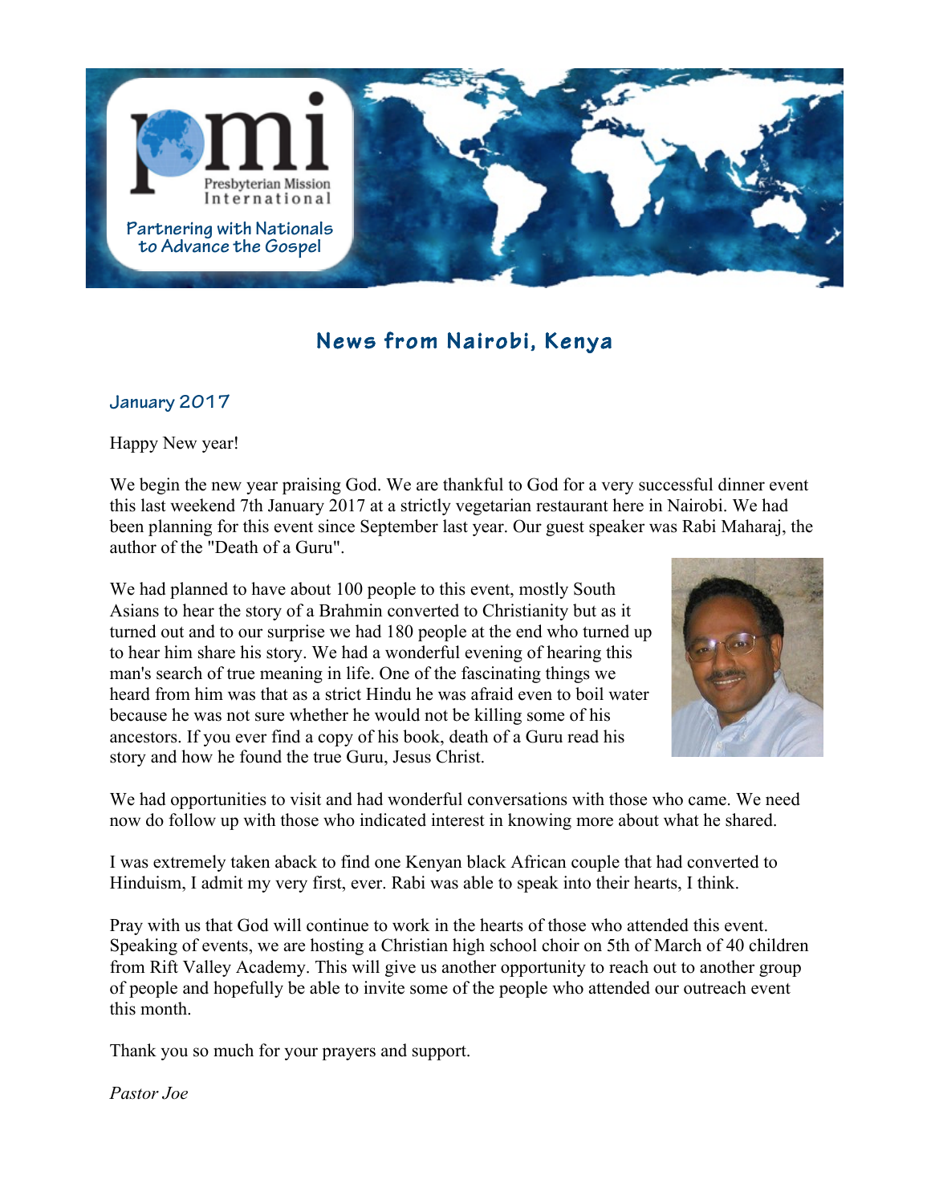pmi Presbyterian Mission International

Partnering with Nationals to Advance the Gospel

# News from Nairobi, Kenya

### January 2017

Happy New year!

We begin the new year praising God. We are thankful to God for a very successful dinner event this last weekend 7th January 2017 at a strictly vegetarian restaurant here in Nairobi. We had been planning for this event since September last year. Our guest speaker was Rabi Maharaj, the author of the "Death of a Guru".

We had planned to have about 100 people to this event, mostly South Asians to hear the story of a Brahmin converted to Christianity but as it turned out and to our surprise we had 180 people at the end who turned up to hear him share his story. We had a wonderful evening of hearing this man's search of true meaning in life. One of the fascinating things we heard from him was that as a strict Hindu he was afraid even to boil water because he was not sure whether he would not be killing some of his ancestors. If you ever find a copy of his book, death of a Guru read his story and how he found the true Guru, Jesus Christ.

We had opportunities to visit and had wonderful conversations with those who came. We need now do follow up with those who indicated interest in knowing more about what he shared.

I was extremely taken aback to find one Kenyan black African couple that had converted to Hinduism, I admit my very first, ever. Rabi was able to speak into their hearts, I think.

Pray with us that God will continue to work in the hearts of those who attended this event. Speaking of events, we are hosting a Christian high school choir on 5th of March of 40 children from Rift Valley Academy. This will give us another opportunity to reach out to another group of people and hopefully be able to invite some of the people who attended our outreach event this month.

Thank you so much for your prayers and support.

*Pastor Joe*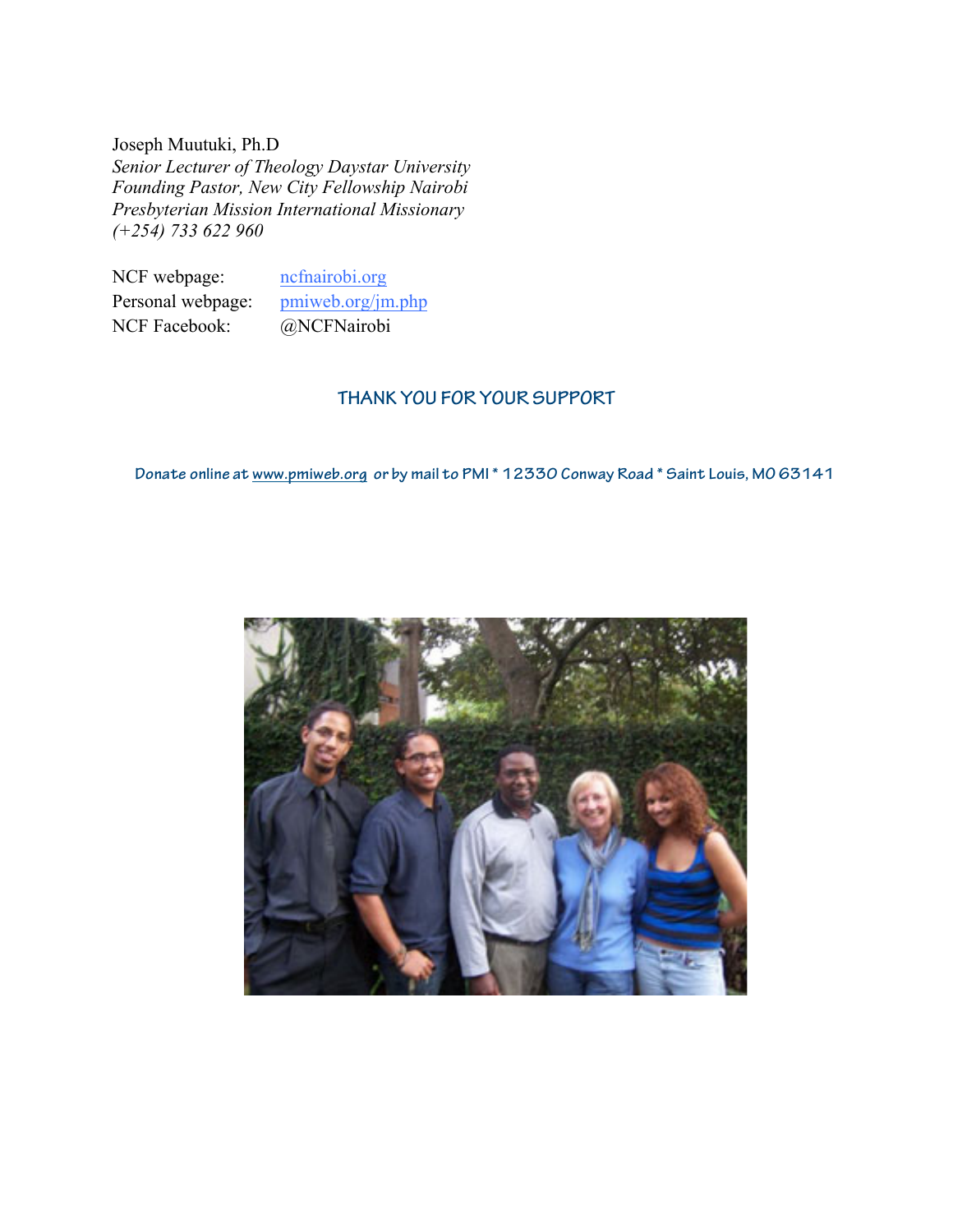Joseph Muutuki, Ph.D
*Senior Lecturer of Theology Daystar University*
*Founding Pastor, New City Fellowship Nairobi*
*Presbyterian Mission International Missionary*
*(+254) 733 622 960*

| | |
|---|---|
| NCF webpage: | ncfnairobi.org |
| Personal webpage: | pmiweb.org/jm.php |
| NCF Facebook: | @NCFNairobi |

**THANK YOU FOR YOUR SUPPORT**

**Donate online at www.pmiweb.org or by mail to PMI * 12330 Conway Road * Saint Louis, MO 63141**